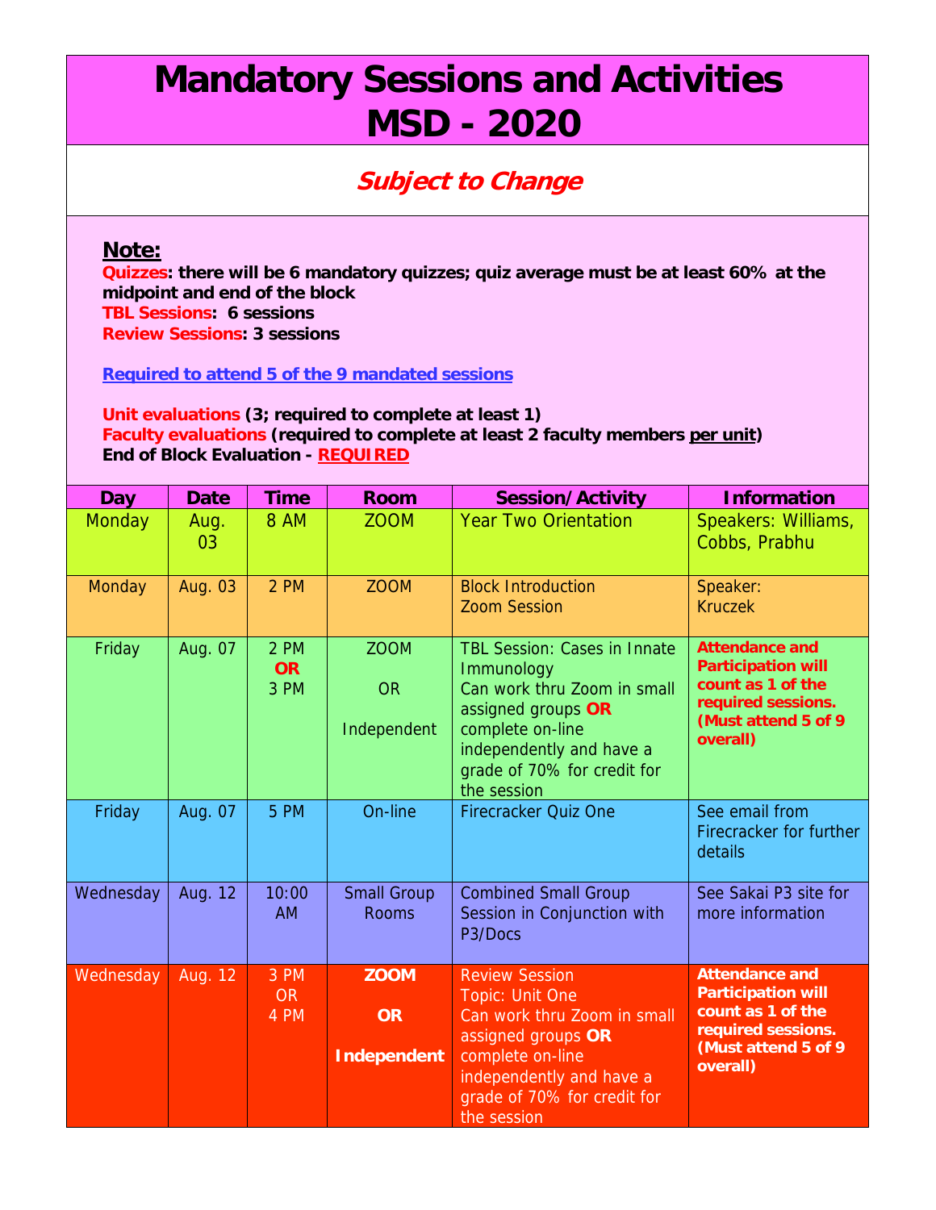# Mandatory Sessions and Activities
# MSD - 2020

## *Subject to Change*

**Note:**

**Quizzes: there will be 6 mandatory quizzes; quiz average must be at least 60% at the midpoint and end of the block**
**TBL Sessions: 6 sessions**
**Review Sessions: 3 sessions**

**Required to attend 5 of the 9 mandated sessions**

**Unit evaluations (3; required to complete at least 1)**
**Faculty evaluations (required to complete at least 2 faculty members per unit)**
**End of Block Evaluation - REQUIRED**

| Day | Date | Time | Room | Session/Activity | Information |
|---|---|---|---|---|---|
| Monday | Aug. 03 | 8 AM | ZOOM | Year Two Orientation | Speakers: Williams, Cobbs, Prabhu |
| Monday | Aug. 03 | 2 PM | ZOOM | Block Introduction Zoom Session | Speaker: Kruczek |
| Friday | Aug. 07 | 2 PM **OR** 3 PM | ZOOM OR Independent | TBL Session: Cases in Innate Immunology Can work thru Zoom in small assigned groups **OR** complete on-line independently and have a grade of 70% for credit for the session | **Attendance and Participation will count as 1 of the required sessions. (Must attend 5 of 9 overall)** |
| Friday | Aug. 07 | 5 PM | On-line | Firecracker Quiz One | See email from Firecracker for further details |
| Wednesday | Aug. 12 | 10:00 AM | Small Group Rooms | Combined Small Group Session in Conjunction with P3/Docs | See Sakai P3 site for more information |
| Wednesday | Aug. 12 | 3 PM OR 4 PM | **ZOOM OR Independent** | Review Session Topic: Unit One Can work thru Zoom in small assigned groups **OR** complete on-line independently and have a grade of 70% for credit for the session | **Attendance and Participation will count as 1 of the required sessions. (Must attend 5 of 9 overall)** |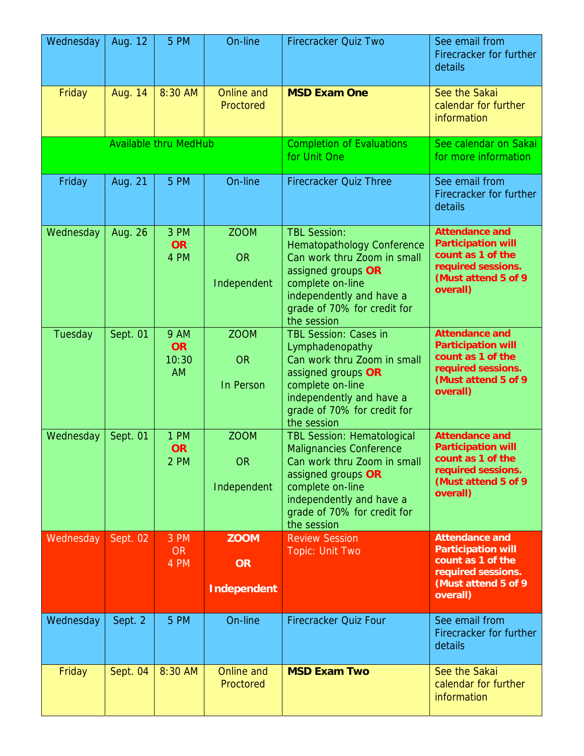| Wednesday | Aug. 12 | 5 PM | On-line | Firecracker Quiz Two | See email from Firecracker for further details |
|---|---|---|---|---|---|
| Friday | Aug. 14 | 8:30 AM | Online and Proctored | **MSD Exam One** | See the Sakai calendar for further information |
| Available thru MedHub | | | | Completion of Evaluations for Unit One | See calendar on Sakai for more information |
| Friday | Aug. 21 | 5 PM | On-line | Firecracker Quiz Three | See email from Firecracker for further details |
| Wednesday | Aug. 26 | 3 PM **OR** 4 PM | ZOOM OR Independent | TBL Session: Hematopathology Conference Can work thru Zoom in small assigned groups **OR** complete on-line independently and have a grade of 70% for credit for the session | **Attendance and Participation will count as 1 of the required sessions. (Must attend 5 of 9 overall)** |
| Tuesday | Sept. 01 | 9 AM **OR** 10:30 AM | ZOOM OR In Person | TBL Session: Cases in Lymphadenopathy Can work thru Zoom in small assigned groups **OR** complete on-line independently and have a grade of 70% for credit for the session | **Attendance and Participation will count as 1 of the required sessions. (Must attend 5 of 9 overall)** |
| Wednesday | Sept. 01 | 1 PM **OR** 2 PM | ZOOM OR Independent | TBL Session: Hematological Malignancies Conference Can work thru Zoom in small assigned groups **OR** complete on-line independently and have a grade of 70% for credit for the session | **Attendance and Participation will count as 1 of the required sessions. (Must attend 5 of 9 overall)** |
| Wednesday | Sept. 02 | 3 PM OR 4 PM | **ZOOM OR Independent** | Review Session Topic: Unit Two | **Attendance and Participation will count as 1 of the required sessions. (Must attend 5 of 9 overall)** |
| Wednesday | Sept. 2 | 5 PM | On-line | Firecracker Quiz Four | See email from Firecracker for further details |
| Friday | Sept. 04 | 8:30 AM | Online and Proctored | **MSD Exam Two** | See the Sakai calendar for further information |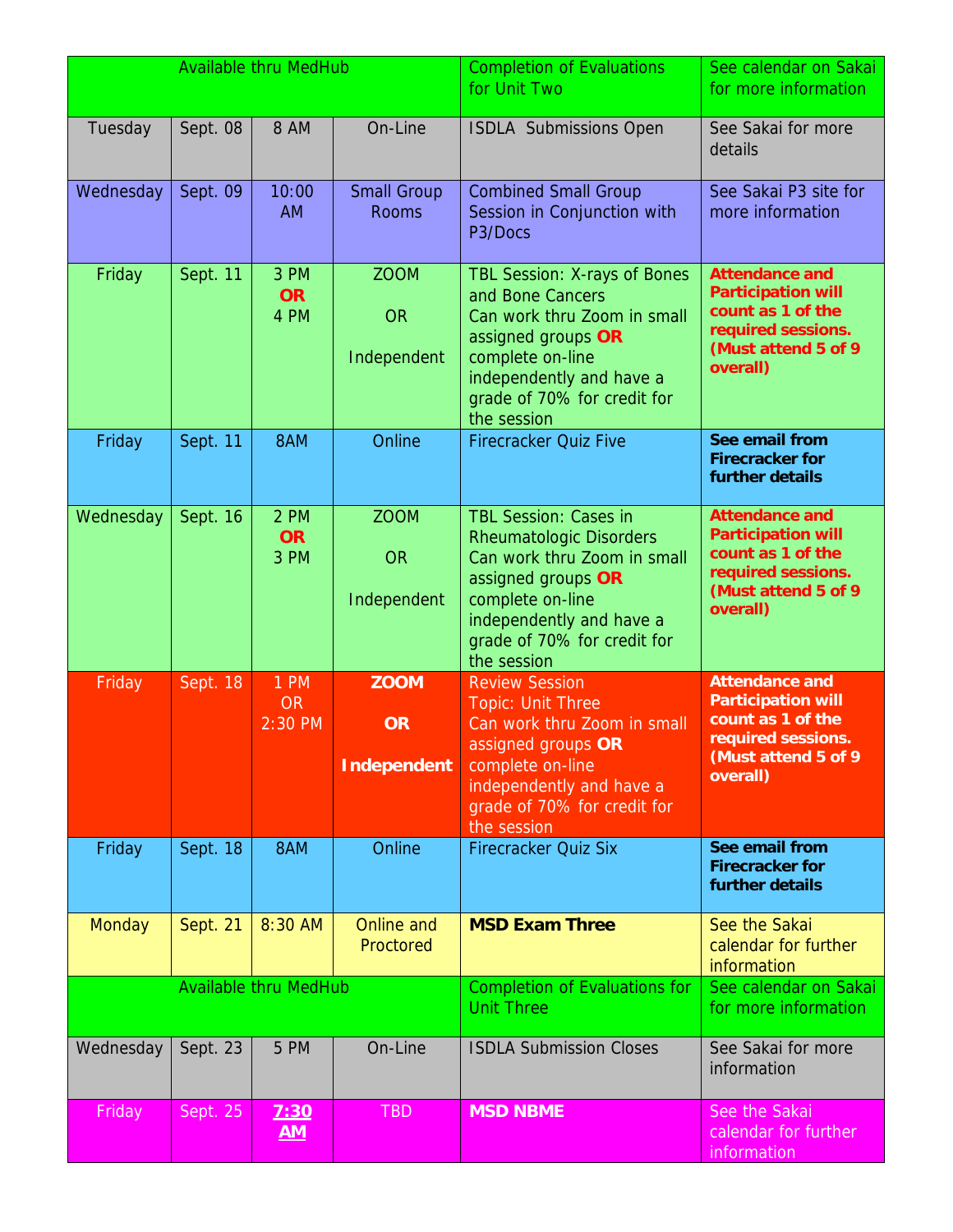| | | | | | |
|---|---|---|---|---|---|
| Available thru MedHub | | | | Completion of Evaluations for Unit Two | See calendar on Sakai for more information |
| Tuesday | Sept. 08 | 8 AM | On-Line | ISDLA Submissions Open | See Sakai for more details |
| Wednesday | Sept. 09 | 10:00 AM | Small Group Rooms | Combined Small Group Session in Conjunction with P3/Docs | See Sakai P3 site for more information |
| Friday | Sept. 11 | 3 PM **OR** 4 PM | ZOOM OR Independent | TBL Session: X-rays of Bones and Bone Cancers Can work thru Zoom in small assigned groups **OR** complete on-line independently and have a grade of 70% for credit for the session | **Attendance and Participation will count as 1 of the required sessions. (Must attend 5 of 9 overall)** |
| Friday | Sept. 11 | 8AM | Online | Firecracker Quiz Five | **See email from Firecracker for further details** |
| Wednesday | Sept. 16 | 2 PM **OR** 3 PM | ZOOM OR Independent | TBL Session: Cases in Rheumatologic Disorders Can work thru Zoom in small assigned groups **OR** complete on-line independently and have a grade of 70% for credit for the session | **Attendance and Participation will count as 1 of the required sessions. (Must attend 5 of 9 overall)** |
| Friday | Sept. 18 | 1 PM OR 2:30 PM | **ZOOM OR Independent** | Review Session Topic: Unit Three Can work thru Zoom in small assigned groups **OR** complete on-line independently and have a grade of 70% for credit for the session | **Attendance and Participation will count as 1 of the required sessions. (Must attend 5 of 9 overall)** |
| Friday | Sept. 18 | 8AM | Online | Firecracker Quiz Six | **See email from Firecracker for further details** |
| Monday | Sept. 21 | 8:30 AM | Online and Proctored | **MSD Exam Three** | See the Sakai calendar for further information |
| Available thru MedHub | | | | Completion of Evaluations for Unit Three | See calendar on Sakai for more information |
| Wednesday | Sept. 23 | 5 PM | On-Line | ISDLA Submission Closes | See Sakai for more information |
| Friday | Sept. 25 | **7:30 AM** | TBD | **MSD NBME** | See the Sakai calendar for further information |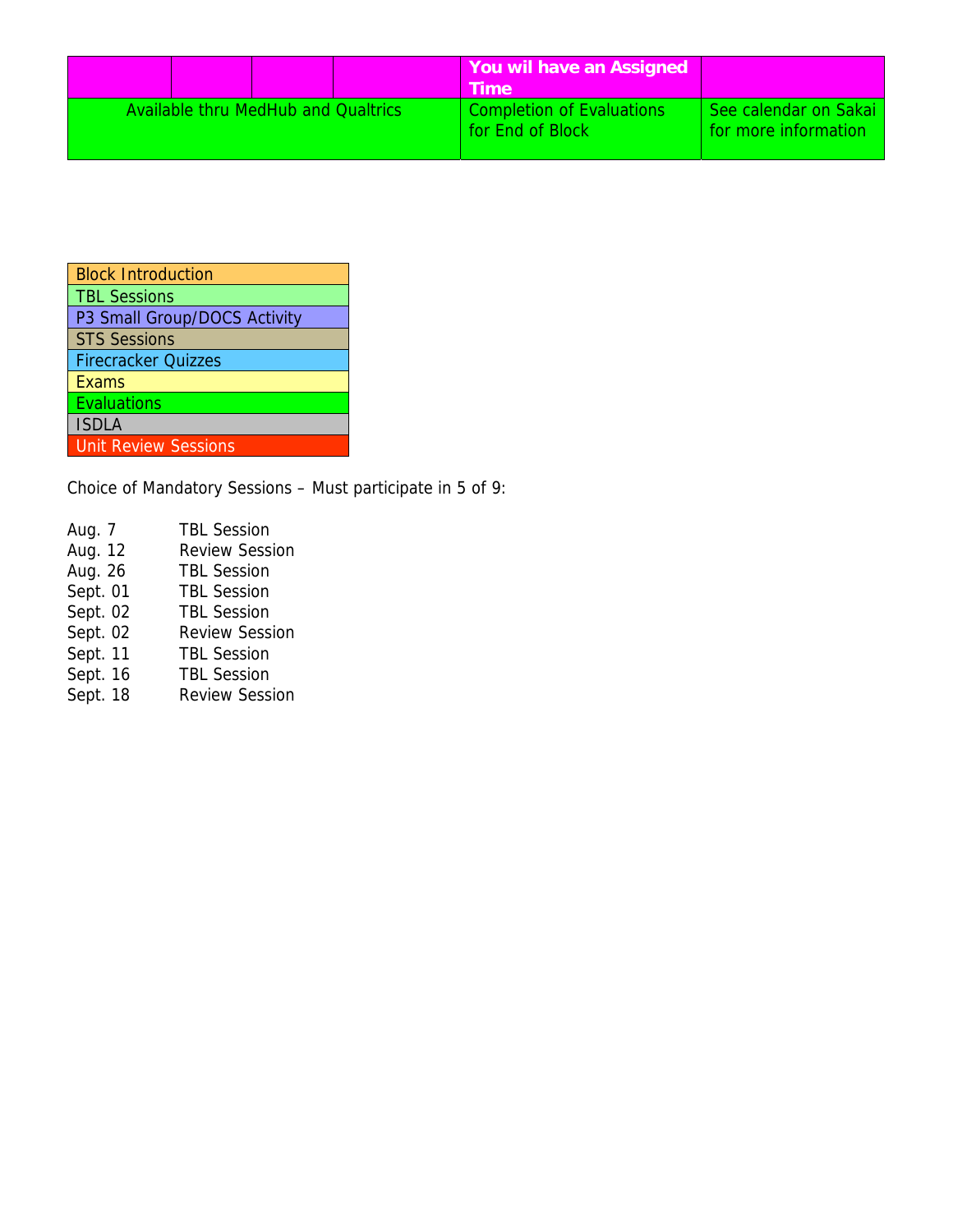| | | | | | |
|---|---|---|---|---|---|
| | | | | **You wil have an Assigned Time** | |
| Available thru MedHub and Qualtrics | | | | Completion of Evaluations for End of Block | See calendar on Sakai for more information |

| |
|---|
| Block Introduction |
| TBL Sessions |
| P3 Small Group/DOCS Activity |
| STS Sessions |
| Firecracker Quizzes |
| Exams |
| Evaluations |
| ISDLA |
| Unit Review Sessions |

Choice of Mandatory Sessions – Must participate in 5 of 9:

| | |
|---|---|
| Aug. 7 | TBL Session |
| Aug. 12 | Review Session |
| Aug. 26 | TBL Session |
| Sept. 01 | TBL Session |
| Sept. 02 | TBL Session |
| Sept. 02 | Review Session |
| Sept. 11 | TBL Session |
| Sept. 16 | TBL Session |
| Sept. 18 | Review Session |